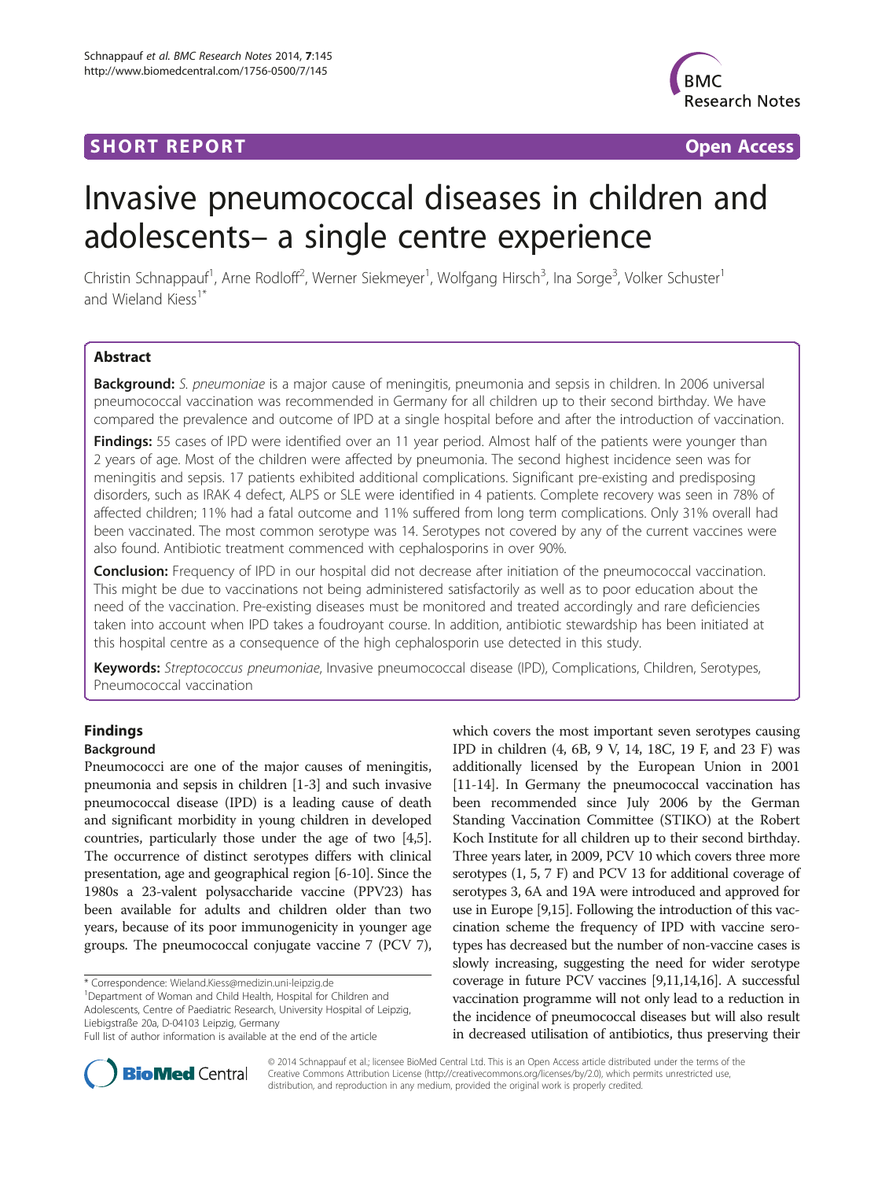SHORT REPORT Open Access

# Invasive pneumococcal diseases in children and adolescents– a single centre experience

Christin Schnappauf[1], Arne Rodloff[2], Werner Siekmeyer[1], Wolfgang Hirsch[3], Ina Sorge[3], Volker Schuster[1] and Wieland Kiess[1*]

## Abstract

**Background:** *S. pneumoniae* is a major cause of meningitis, pneumonia and sepsis in children. In 2006 universal pneumococcal vaccination was recommended in Germany for all children up to their second birthday. We have compared the prevalence and outcome of IPD at a single hospital before and after the introduction of vaccination.

**Findings:** 55 cases of IPD were identified over an 11 year period. Almost half of the patients were younger than 2 years of age. Most of the children were affected by pneumonia. The second highest incidence seen was for meningitis and sepsis. 17 patients exhibited additional complications. Significant pre-existing and predisposing disorders, such as IRAK 4 defect, ALPS or SLE were identified in 4 patients. Complete recovery was seen in 78% of affected children; 11% had a fatal outcome and 11% suffered from long term complications. Only 31% overall had been vaccinated. The most common serotype was 14. Serotypes not covered by any of the current vaccines were also found. Antibiotic treatment commenced with cephalosporins in over 90%.

**Conclusion:** Frequency of IPD in our hospital did not decrease after initiation of the pneumococcal vaccination. This might be due to vaccinations not being administered satisfactorily as well as to poor education about the need of the vaccination. Pre-existing diseases must be monitored and treated accordingly and rare deficiencies taken into account when IPD takes a foudroyant course. In addition, antibiotic stewardship has been initiated at this hospital centre as a consequence of the high cephalosporin use detected in this study.

**Keywords:** *Streptococcus pneumoniae*, Invasive pneumococcal disease (IPD), Complications, Children, Serotypes, Pneumococcal vaccination

## Findings

### Background

Pneumococci are one of the major causes of meningitis, pneumonia and sepsis in children [1-3] and such invasive pneumococcal disease (IPD) is a leading cause of death and significant morbidity in young children in developed countries, particularly those under the age of two [4,5]. The occurrence of distinct serotypes differs with clinical presentation, age and geographical region [6-10]. Since the 1980s a 23-valent polysaccharide vaccine (PPV23) has been available for adults and children older than two years, because of its poor immunogenicity in younger age groups. The pneumococcal conjugate vaccine 7 (PCV 7), which covers the most important seven serotypes causing IPD in children (4, 6B, 9 V, 14, 18C, 19 F, and 23 F) was additionally licensed by the European Union in 2001 [11-14]. In Germany the pneumococcal vaccination has been recommended since July 2006 by the German Standing Vaccination Committee (STIKO) at the Robert Koch Institute for all children up to their second birthday. Three years later, in 2009, PCV 10 which covers three more serotypes (1, 5, 7 F) and PCV 13 for additional coverage of serotypes 3, 6A and 19A were introduced and approved for use in Europe [9,15]. Following the introduction of this vaccination scheme the frequency of IPD with vaccine serotypes has decreased but the number of non-vaccine cases is slowly increasing, suggesting the need for wider serotype coverage in future PCV vaccines [9,11,14,16]. A successful vaccination programme will not only lead to a reduction in the incidence of pneumococcal diseases but will also result in decreased utilisation of antibiotics, thus preserving their

\* Correspondence: Wieland.Kiess@medizin.uni-leipzig.de
[1]Department of Woman and Child Health, Hospital for Children and Adolescents, Centre of Paediatric Research, University Hospital of Leipzig, Liebigstraße 20a, D-04103 Leipzig, Germany
Full list of author information is available at the end of the article

© 2014 Schnappauf et al.; licensee BioMed Central Ltd. This is an Open Access article distributed under the terms of the Creative Commons Attribution License (http://creativecommons.org/licenses/by/2.0), which permits unrestricted use, distribution, and reproduction in any medium, provided the original work is properly credited.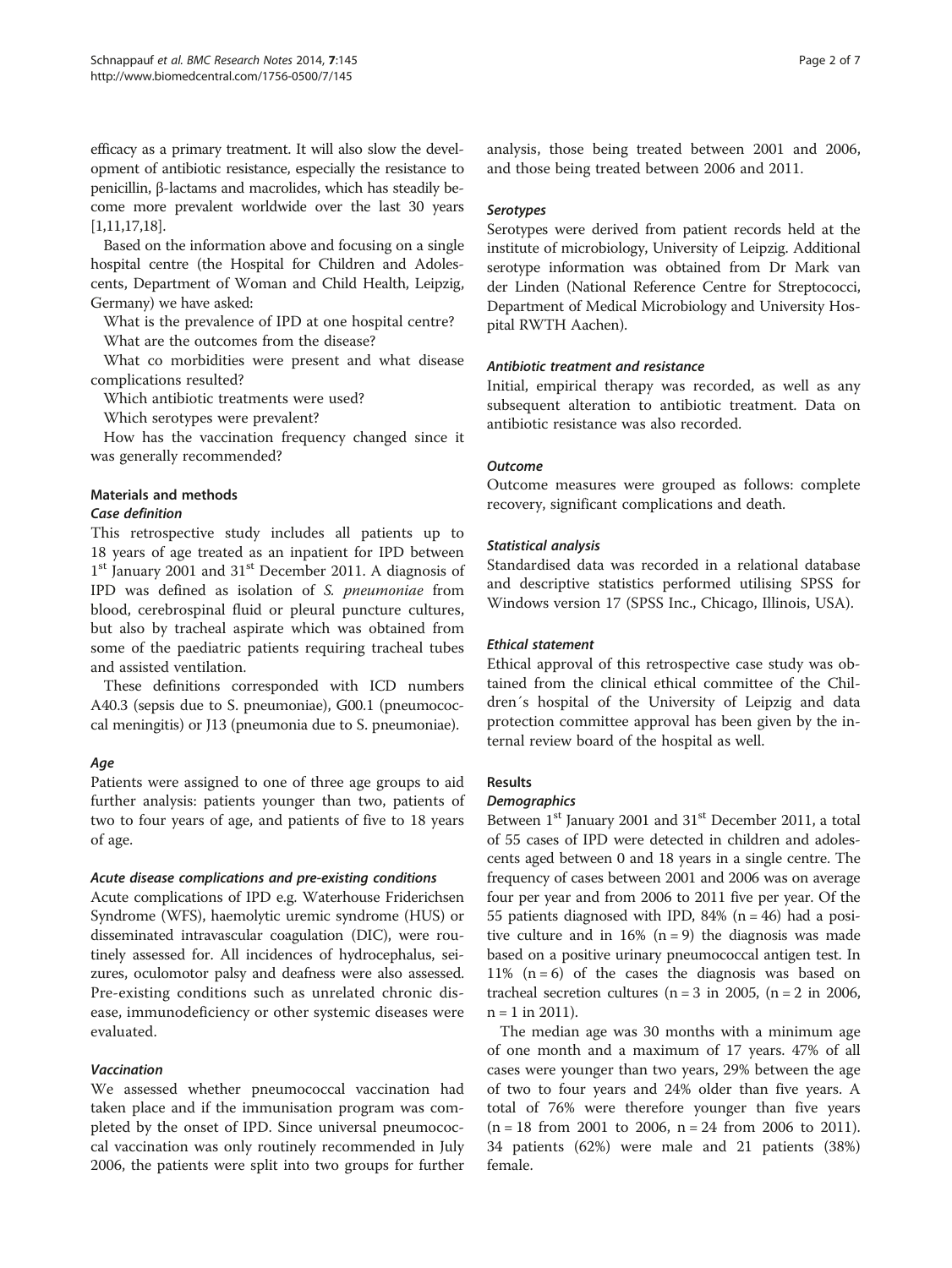efficacy as a primary treatment. It will also slow the development of antibiotic resistance, especially the resistance to penicillin, β-lactams and macrolides, which has steadily become more prevalent worldwide over the last 30 years [1,11,17,18].

Based on the information above and focusing on a single hospital centre (the Hospital for Children and Adolescents, Department of Woman and Child Health, Leipzig, Germany) we have asked:

What is the prevalence of IPD at one hospital centre?

What are the outcomes from the disease?

What co morbidities were present and what disease complications resulted?

Which antibiotic treatments were used?

Which serotypes were prevalent?

How has the vaccination frequency changed since it was generally recommended?

## Materials and methods

### Case definition

This retrospective study includes all patients up to 18 years of age treated as an inpatient for IPD between 1st January 2001 and 31st December 2011. A diagnosis of IPD was defined as isolation of *S. pneumoniae* from blood, cerebrospinal fluid or pleural puncture cultures, but also by tracheal aspirate which was obtained from some of the paediatric patients requiring tracheal tubes and assisted ventilation.

These definitions corresponded with ICD numbers A40.3 (sepsis due to S. pneumoniae), G00.1 (pneumococcal meningitis) or J13 (pneumonia due to S. pneumoniae).

### Age

Patients were assigned to one of three age groups to aid further analysis: patients younger than two, patients of two to four years of age, and patients of five to 18 years of age.

### Acute disease complications and pre-existing conditions

Acute complications of IPD e.g. Waterhouse Friderichsen Syndrome (WFS), haemolytic uremic syndrome (HUS) or disseminated intravascular coagulation (DIC), were routinely assessed for. All incidences of hydrocephalus, seizures, oculomotor palsy and deafness were also assessed. Pre-existing conditions such as unrelated chronic disease, immunodeficiency or other systemic diseases were evaluated.

### Vaccination

We assessed whether pneumococcal vaccination had taken place and if the immunisation program was completed by the onset of IPD. Since universal pneumococcal vaccination was only routinely recommended in July 2006, the patients were split into two groups for further analysis, those being treated between 2001 and 2006, and those being treated between 2006 and 2011.

### Serotypes

Serotypes were derived from patient records held at the institute of microbiology, University of Leipzig. Additional serotype information was obtained from Dr Mark van der Linden (National Reference Centre for Streptococci, Department of Medical Microbiology and University Hospital RWTH Aachen).

### Antibiotic treatment and resistance

Initial, empirical therapy was recorded, as well as any subsequent alteration to antibiotic treatment. Data on antibiotic resistance was also recorded.

### Outcome

Outcome measures were grouped as follows: complete recovery, significant complications and death.

### Statistical analysis

Standardised data was recorded in a relational database and descriptive statistics performed utilising SPSS for Windows version 17 (SPSS Inc., Chicago, Illinois, USA).

### Ethical statement

Ethical approval of this retrospective case study was obtained from the clinical ethical committee of the Children´s hospital of the University of Leipzig and data protection committee approval has been given by the internal review board of the hospital as well.

## Results

### Demographics

Between 1st January 2001 and 31st December 2011, a total of 55 cases of IPD were detected in children and adolescents aged between 0 and 18 years in a single centre. The frequency of cases between 2001 and 2006 was on average four per year and from 2006 to 2011 five per year. Of the 55 patients diagnosed with IPD, 84% (n = 46) had a positive culture and in 16% (n = 9) the diagnosis was made based on a positive urinary pneumococcal antigen test. In 11% (n = 6) of the cases the diagnosis was based on tracheal secretion cultures (n = 3 in 2005, (n = 2 in 2006, n = 1 in 2011).

The median age was 30 months with a minimum age of one month and a maximum of 17 years. 47% of all cases were younger than two years, 29% between the age of two to four years and 24% older than five years. A total of 76% were therefore younger than five years (n = 18 from 2001 to 2006, n = 24 from 2006 to 2011). 34 patients (62%) were male and 21 patients (38%) female.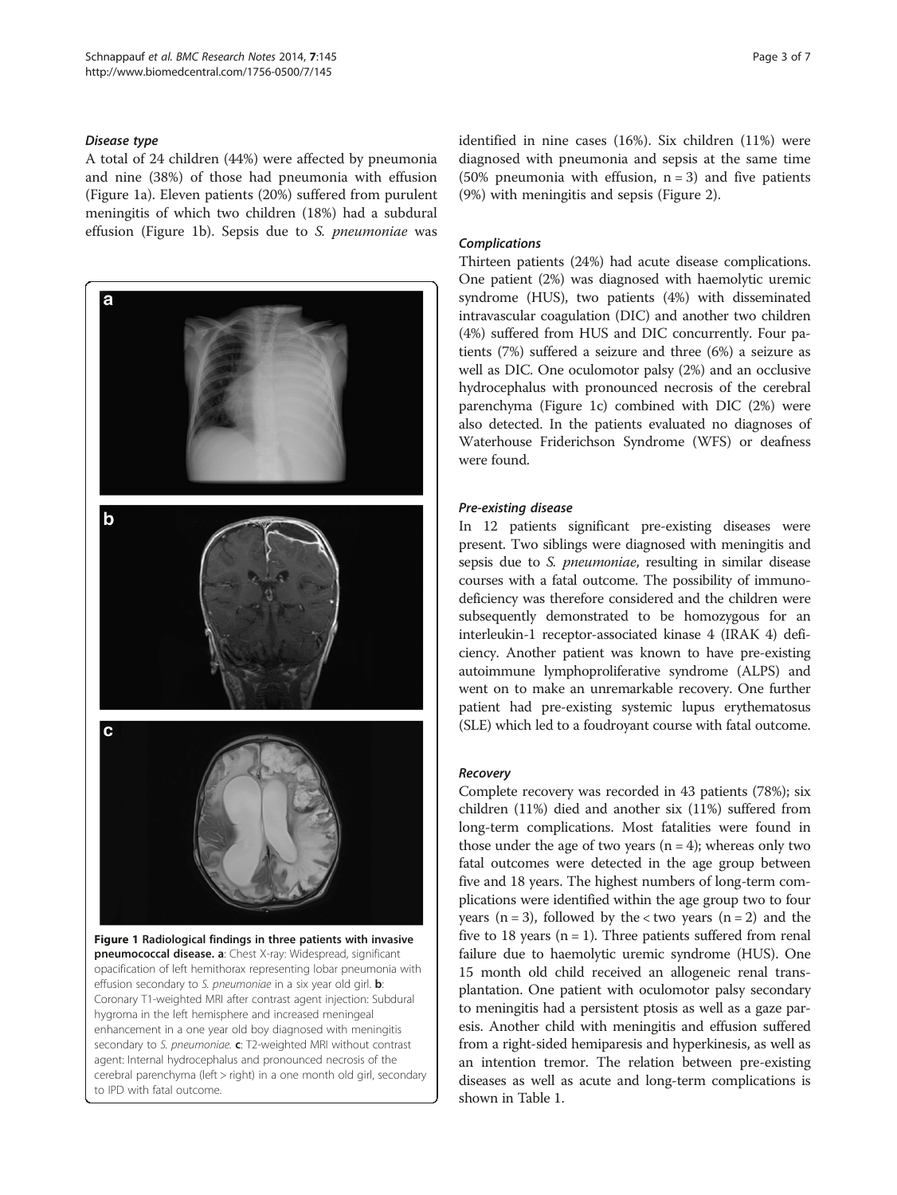#### *Disease type*

A total of 24 children (44%) were affected by pneumonia and nine (38%) of those had pneumonia with effusion (Figure 1a). Eleven patients (20%) suffered from purulent meningitis of which two children (18%) had a subdural effusion (Figure 1b). Sepsis due to *S. pneumoniae* was identified in nine cases (16%). Six children (11%) were diagnosed with pneumonia and sepsis at the same time (50% pneumonia with effusion, n = 3) and five patients (9%) with meningitis and sepsis (Figure 2).

**Figure 1 Radiological findings in three patients with invasive pneumococcal disease. a**: Chest X-ray: Widespread, significant opacification of left hemithorax representing lobar pneumonia with effusion secondary to *S. pneumoniae* in a six year old girl. **b**: Coronary T1-weighted MRI after contrast agent injection: Subdural hygroma in the left hemisphere and increased meningeal enhancement in a one year old boy diagnosed with meningitis secondary to *S. pneumoniae*. **c**: T2-weighted MRI without contrast agent: Internal hydrocephalus and pronounced necrosis of the cerebral parenchyma (left > right) in a one month old girl, secondary to IPD with fatal outcome.

#### *Complications*

Thirteen patients (24%) had acute disease complications. One patient (2%) was diagnosed with haemolytic uremic syndrome (HUS), two patients (4%) with disseminated intravascular coagulation (DIC) and another two children (4%) suffered from HUS and DIC concurrently. Four patients (7%) suffered a seizure and three (6%) a seizure as well as DIC. One oculomotor palsy (2%) and an occlusive hydrocephalus with pronounced necrosis of the cerebral parenchyma (Figure 1c) combined with DIC (2%) were also detected. In the patients evaluated no diagnoses of Waterhouse Friderichson Syndrome (WFS) or deafness were found.

#### *Pre-existing disease*

In 12 patients significant pre-existing diseases were present. Two siblings were diagnosed with meningitis and sepsis due to *S. pneumoniae*, resulting in similar disease courses with a fatal outcome. The possibility of immunodeficiency was therefore considered and the children were subsequently demonstrated to be homozygous for an interleukin-1 receptor-associated kinase 4 (IRAK 4) deficiency. Another patient was known to have pre-existing autoimmune lymphoproliferative syndrome (ALPS) and went on to make an unremarkable recovery. One further patient had pre-existing systemic lupus erythematosus (SLE) which led to a foudroyant course with fatal outcome.

#### *Recovery*

Complete recovery was recorded in 43 patients (78%); six children (11%) died and another six (11%) suffered from long-term complications. Most fatalities were found in those under the age of two years (n = 4); whereas only two fatal outcomes were detected in the age group between five and 18 years. The highest numbers of long-term complications were identified within the age group two to four years (n = 3), followed by the < two years (n = 2) and the five to 18 years (n = 1). Three patients suffered from renal failure due to haemolytic uremic syndrome (HUS). One 15 month old child received an allogeneic renal transplantation. One patient with oculomotor palsy secondary to meningitis had a persistent ptosis as well as a gaze paresis. Another child with meningitis and effusion suffered from a right-sided hemiparesis and hyperkinesis, as well as an intention tremor. The relation between pre-existing diseases as well as acute and long-term complications is shown in Table 1.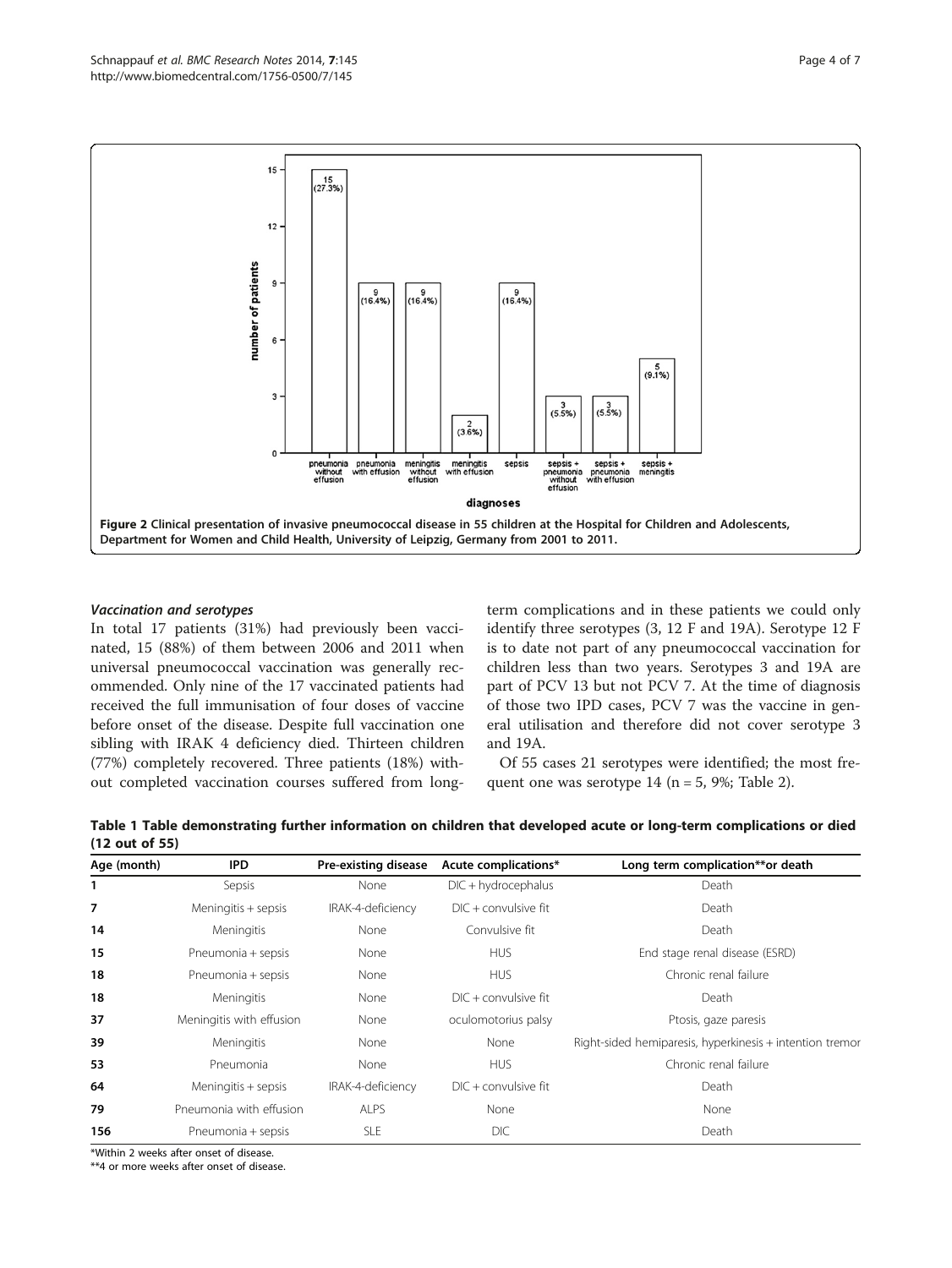Figure 2 Clinical presentation of invasive pneumococcal disease in 55 children at the Hospital for Children and Adolescents, Department for Women and Child Health, University of Leipzig, Germany from 2001 to 2011.

### *Vaccination and serotypes*

In total 17 patients (31%) had previously been vaccinated, 15 (88%) of them between 2006 and 2011 when universal pneumococcal vaccination was generally recommended. Only nine of the 17 vaccinated patients had received the full immunisation of four doses of vaccine before onset of the disease. Despite full vaccination one sibling with IRAK 4 deficiency died. Thirteen children (77%) completely recovered. Three patients (18%) without completed vaccination courses suffered from long-term complications and in these patients we could only identify three serotypes (3, 12 F and 19A). Serotype 12 F is to date not part of any pneumococcal vaccination for children less than two years. Serotypes 3 and 19A are part of PCV 13 but not PCV 7. At the time of diagnosis of those two IPD cases, PCV 7 was the vaccine in general utilisation and therefore did not cover serotype 3 and 19A.

Of 55 cases 21 serotypes were identified; the most frequent one was serotype 14 (n = 5, 9%; Table 2).

**Table 1 Table demonstrating further information on children that developed acute or long-term complications or died (12 out of 55)**

| Age (month) | IPD | Pre-existing disease | Acute complications* | Long term complication**or death |
|---|---|---|---|---|
| **1** | Sepsis | None | DIC + hydrocephalus | Death |
| **7** | Meningitis + sepsis | IRAK-4-deficiency | DIC + convulsive fit | Death |
| **14** | Meningitis | None | Convulsive fit | Death |
| **15** | Pneumonia + sepsis | None | HUS | End stage renal disease (ESRD) |
| **18** | Pneumonia + sepsis | None | HUS | Chronic renal failure |
| **18** | Meningitis | None | DIC + convulsive fit | Death |
| **37** | Meningitis with effusion | None | oculomotorius palsy | Ptosis, gaze paresis |
| **39** | Meningitis | None | None | Right-sided hemiparesis, hyperkinesis + intention tremor |
| **53** | Pneumonia | None | HUS | Chronic renal failure |
| **64** | Meningitis + sepsis | IRAK-4-deficiency | DIC + convulsive fit | Death |
| **79** | Pneumonia with effusion | ALPS | None | None |
| **156** | Pneumonia + sepsis | SLE | DIC | Death |

*Within 2 weeks after onset of disease.

**4 or more weeks after onset of disease.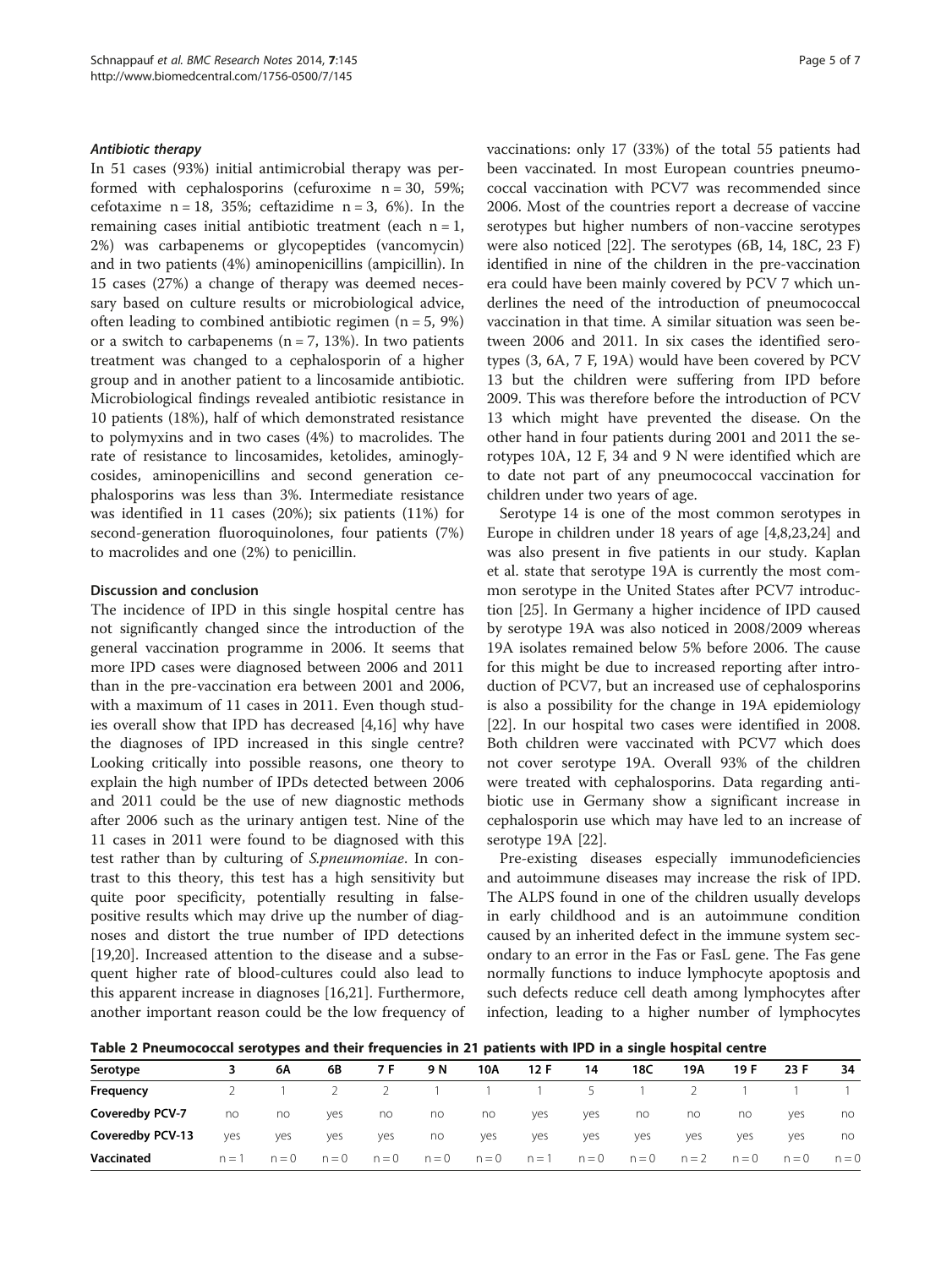### Antibiotic therapy

In 51 cases (93%) initial antimicrobial therapy was performed with cephalosporins (cefuroxime n = 30, 59%; cefotaxime n = 18, 35%; ceftazidime n = 3, 6%). In the remaining cases initial antibiotic treatment (each n = 1, 2%) was carbapenems or glycopeptides (vancomycin) and in two patients (4%) aminopenicillins (ampicillin). In 15 cases (27%) a change of therapy was deemed necessary based on culture results or microbiological advice, often leading to combined antibiotic regimen (n = 5, 9%) or a switch to carbapenems (n = 7, 13%). In two patients treatment was changed to a cephalosporin of a higher group and in another patient to a lincosamide antibiotic. Microbiological findings revealed antibiotic resistance in 10 patients (18%), half of which demonstrated resistance to polymyxins and in two cases (4%) to macrolides. The rate of resistance to lincosamides, ketolides, aminoglycosides, aminopenicillins and second generation cephalosporins was less than 3%. Intermediate resistance was identified in 11 cases (20%); six patients (11%) for second-generation fluoroquinolones, four patients (7%) to macrolides and one (2%) to penicillin.

## Discussion and conclusion

The incidence of IPD in this single hospital centre has not significantly changed since the introduction of the general vaccination programme in 2006. It seems that more IPD cases were diagnosed between 2006 and 2011 than in the pre-vaccination era between 2001 and 2006, with a maximum of 11 cases in 2011. Even though studies overall show that IPD has decreased [4,16] why have the diagnoses of IPD increased in this single centre? Looking critically into possible reasons, one theory to explain the high number of IPDs detected between 2006 and 2011 could be the use of new diagnostic methods after 2006 such as the urinary antigen test. Nine of the 11 cases in 2011 were found to be diagnosed with this test rather than by culturing of *S.pneumomiae*. In contrast to this theory, this test has a high sensitivity but quite poor specificity, potentially resulting in false-positive results which may drive up the number of diagnoses and distort the true number of IPD detections [19,20]. Increased attention to the disease and a subsequent higher rate of blood-cultures could also lead to this apparent increase in diagnoses [16,21]. Furthermore, another important reason could be the low frequency of vaccinations: only 17 (33%) of the total 55 patients had been vaccinated. In most European countries pneumococcal vaccination with PCV7 was recommended since 2006. Most of the countries report a decrease of vaccine serotypes but higher numbers of non-vaccine serotypes were also noticed [22]. The serotypes (6B, 14, 18C, 23 F) identified in nine of the children in the pre-vaccination era could have been mainly covered by PCV 7 which underlines the need of the introduction of pneumococcal vaccination in that time. A similar situation was seen between 2006 and 2011. In six cases the identified serotypes (3, 6A, 7 F, 19A) would have been covered by PCV 13 but the children were suffering from IPD before 2009. This was therefore before the introduction of PCV 13 which might have prevented the disease. On the other hand in four patients during 2001 and 2011 the serotypes 10A, 12 F, 34 and 9 N were identified which are to date not part of any pneumococcal vaccination for children under two years of age.

Serotype 14 is one of the most common serotypes in Europe in children under 18 years of age [4,8,23,24] and was also present in five patients in our study. Kaplan et al. state that serotype 19A is currently the most common serotype in the United States after PCV7 introduction [25]. In Germany a higher incidence of IPD caused by serotype 19A was also noticed in 2008/2009 whereas 19A isolates remained below 5% before 2006. The cause for this might be due to increased reporting after introduction of PCV7, but an increased use of cephalosporins is also a possibility for the change in 19A epidemiology [22]. In our hospital two cases were identified in 2008. Both children were vaccinated with PCV7 which does not cover serotype 19A. Overall 93% of the children were treated with cephalosporins. Data regarding antibiotic use in Germany show a significant increase in cephalosporin use which may have led to an increase of serotype 19A [22].

Pre-existing diseases especially immunodeficiencies and autoimmune diseases may increase the risk of IPD. The ALPS found in one of the children usually develops in early childhood and is an autoimmune condition caused by an inherited defect in the immune system secondary to an error in the Fas or FasL gene. The Fas gene normally functions to induce lymphocyte apoptosis and such defects reduce cell death among lymphocytes after infection, leading to a higher number of lymphocytes

**Table 2 Pneumococcal serotypes and their frequencies in 21 patients with IPD in a single hospital centre**

| Serotype | 3 | 6A | 6B | 7 F | 9 N | 10A | 12 F | 14 | 18C | 19A | 19 F | 23 F | 34 |
|---|---|---|---|---|---|---|---|---|---|---|---|---|---|
| Frequency | 2 | 1 | 2 | 2 | 1 | 1 | 1 | 5 | 1 | 2 | 1 | 1 | 1 |
| Coveredby PCV-7 | no | no | yes | no | no | no | yes | yes | no | no | no | yes | no |
| Coveredby PCV-13 | yes | yes | yes | yes | no | yes | yes | yes | yes | yes | yes | yes | no |
| Vaccinated | n = 1 | n = 0 | n = 0 | n = 0 | n = 0 | n = 0 | n = 1 | n = 0 | n = 0 | n = 2 | n = 0 | n = 0 | n = 0 |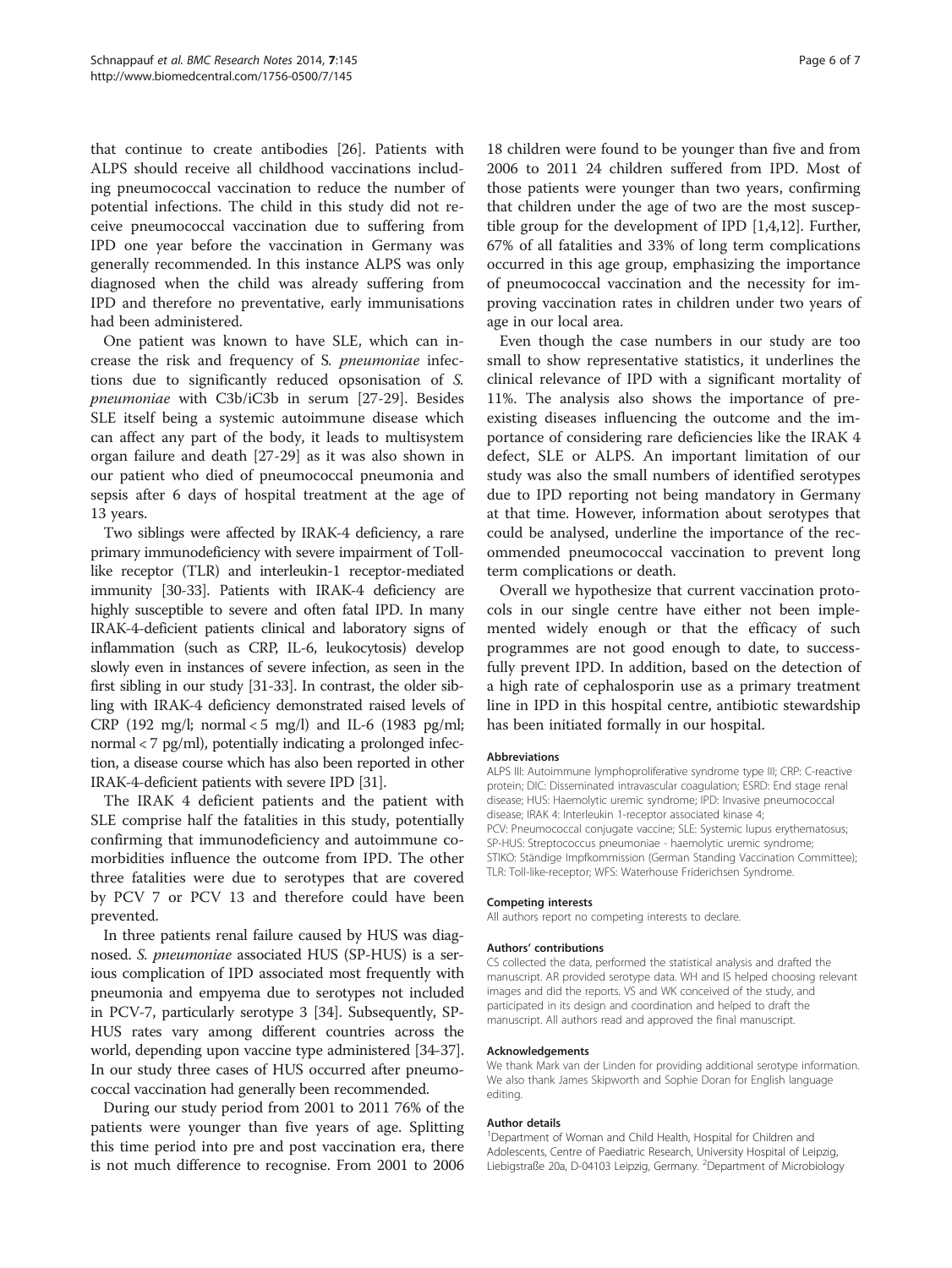that continue to create antibodies [26]. Patients with ALPS should receive all childhood vaccinations including pneumococcal vaccination to reduce the number of potential infections. The child in this study did not receive pneumococcal vaccination due to suffering from IPD one year before the vaccination in Germany was generally recommended. In this instance ALPS was only diagnosed when the child was already suffering from IPD and therefore no preventative, early immunisations had been administered.

One patient was known to have SLE, which can increase the risk and frequency of *S. pneumoniae* infections due to significantly reduced opsonisation of *S. pneumoniae* with C3b/iC3b in serum [27-29]. Besides SLE itself being a systemic autoimmune disease which can affect any part of the body, it leads to multisystem organ failure and death [27-29] as it was also shown in our patient who died of pneumococcal pneumonia and sepsis after 6 days of hospital treatment at the age of 13 years.

Two siblings were affected by IRAK-4 deficiency, a rare primary immunodeficiency with severe impairment of Toll-like receptor (TLR) and interleukin-1 receptor-mediated immunity [30-33]. Patients with IRAK-4 deficiency are highly susceptible to severe and often fatal IPD. In many IRAK-4-deficient patients clinical and laboratory signs of inflammation (such as CRP, IL-6, leukocytosis) develop slowly even in instances of severe infection, as seen in the first sibling in our study [31-33]. In contrast, the older sibling with IRAK-4 deficiency demonstrated raised levels of CRP (192 mg/l; normal < 5 mg/l) and IL-6 (1983 pg/ml; normal < 7 pg/ml), potentially indicating a prolonged infection, a disease course which has also been reported in other IRAK-4-deficient patients with severe IPD [31].

The IRAK 4 deficient patients and the patient with SLE comprise half the fatalities in this study, potentially confirming that immunodeficiency and autoimmune comorbidities influence the outcome from IPD. The other three fatalities were due to serotypes that are covered by PCV 7 or PCV 13 and therefore could have been prevented.

In three patients renal failure caused by HUS was diagnosed. *S. pneumoniae* associated HUS (SP-HUS) is a serious complication of IPD associated most frequently with pneumonia and empyema due to serotypes not included in PCV-7, particularly serotype 3 [34]. Subsequently, SP-HUS rates vary among different countries across the world, depending upon vaccine type administered [34-37]. In our study three cases of HUS occurred after pneumococcal vaccination had generally been recommended.

During our study period from 2001 to 2011 76% of the patients were younger than five years of age. Splitting this time period into pre and post vaccination era, there is not much difference to recognise. From 2001 to 2006 18 children were found to be younger than five and from 2006 to 2011 24 children suffered from IPD. Most of those patients were younger than two years, confirming that children under the age of two are the most susceptible group for the development of IPD [1,4,12]. Further, 67% of all fatalities and 33% of long term complications occurred in this age group, emphasizing the importance of pneumococcal vaccination and the necessity for improving vaccination rates in children under two years of age in our local area.

Even though the case numbers in our study are too small to show representative statistics, it underlines the clinical relevance of IPD with a significant mortality of 11%. The analysis also shows the importance of pre-existing diseases influencing the outcome and the importance of considering rare deficiencies like the IRAK 4 defect, SLE or ALPS. An important limitation of our study was also the small numbers of identified serotypes due to IPD reporting not being mandatory in Germany at that time. However, information about serotypes that could be analysed, underline the importance of the recommended pneumococcal vaccination to prevent long term complications or death.

Overall we hypothesize that current vaccination protocols in our single centre have either not been implemented widely enough or that the efficacy of such programmes are not good enough to date, to successfully prevent IPD. In addition, based on the detection of a high rate of cephalosporin use as a primary treatment line in IPD in this hospital centre, antibiotic stewardship has been initiated formally in our hospital.

#### Abbreviations

ALPS III: Autoimmune lymphoproliferative syndrome type III; CRP: C-reactive protein; DIC: Disseminated intravascular coagulation; ESRD: End stage renal disease; HUS: Haemolytic uremic syndrome; IPD: Invasive pneumococcal disease; IRAK 4: Interleukin 1-receptor associated kinase 4; PCV: Pneumococcal conjugate vaccine; SLE: Systemic lupus erythematosus; SP-HUS: Streptococcus pneumoniae - haemolytic uremic syndrome; STIKO: Ständige Impfkommission (German Standing Vaccination Committee); TLR: Toll-like-receptor; WFS: Waterhouse Friderichsen Syndrome.

#### Competing interests

All authors report no competing interests to declare.

#### Authors' contributions

CS collected the data, performed the statistical analysis and drafted the manuscript. AR provided serotype data. WH and IS helped choosing relevant images and did the reports. VS and WK conceived of the study, and participated in its design and coordination and helped to draft the manuscript. All authors read and approved the final manuscript.

#### Acknowledgements

We thank Mark van der Linden for providing additional serotype information. We also thank James Skipworth and Sophie Doran for English language editing.

#### Author details

[1]Department of Woman and Child Health, Hospital for Children and Adolescents, Centre of Paediatric Research, University Hospital of Leipzig, Liebigstraße 20a, D-04103 Leipzig, Germany. [2]Department of Microbiology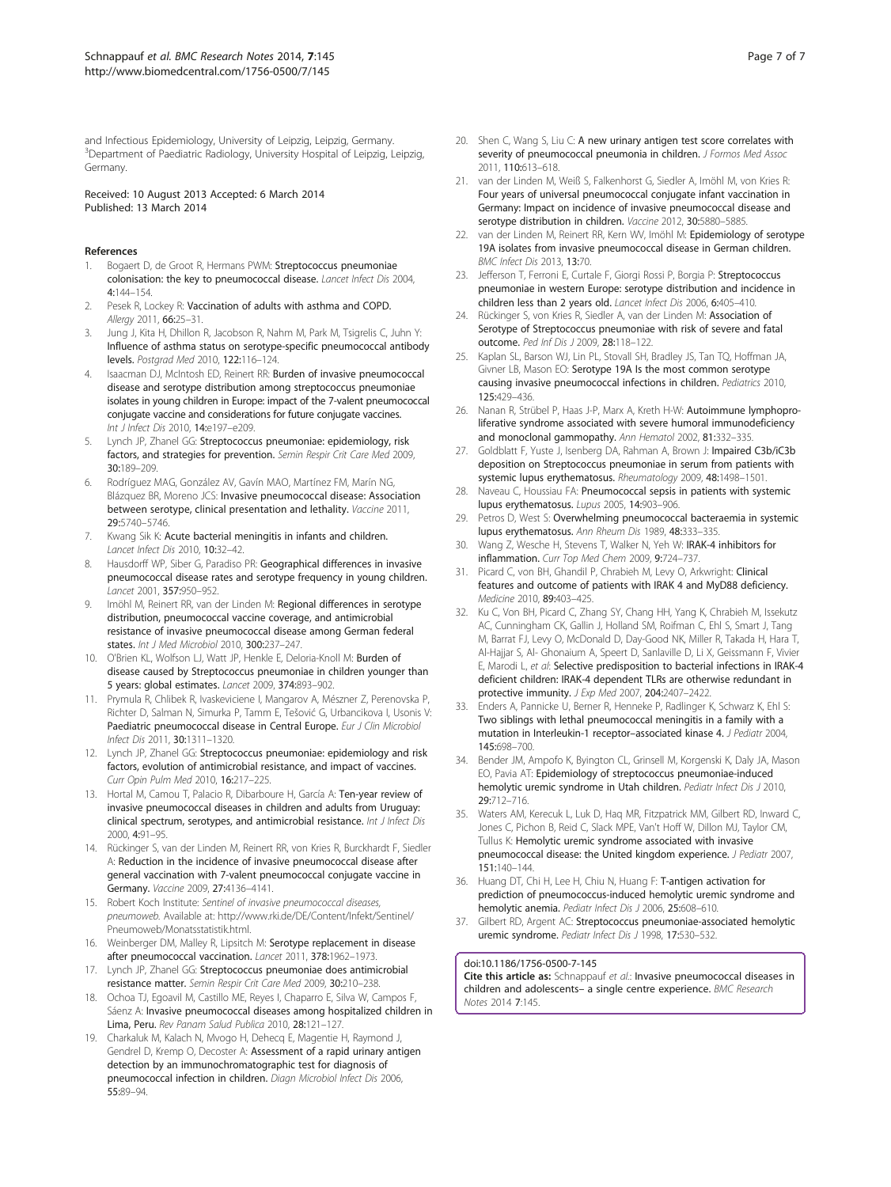and Infectious Epidemiology, University of Leipzig, Leipzig, Germany. [3]Department of Paediatric Radiology, University Hospital of Leipzig, Leipzig, Germany.

Received: 10 August 2013 Accepted: 6 March 2014
Published: 13 March 2014

## References

1. Bogaert D, de Groot R, Hermans PWM: **Streptococcus pneumoniae colonisation: the key to pneumococcal disease.** *Lancet Infect Dis* 2004, **4**:144–154.
2. Pesek R, Lockey R: **Vaccination of adults with asthma and COPD.** *Allergy* 2011, **66**:25–31.
3. Jung J, Kita H, Dhillon R, Jacobson R, Nahm M, Park M, Tsigrelis C, Juhn Y: **Influence of asthma status on serotype-specific pneumococcal antibody levels.** *Postgrad Med* 2010, **122**:116–124.
4. Isaacman DJ, McIntosh ED, Reinert RR: **Burden of invasive pneumococcal disease and serotype distribution among streptococcus pneumoniae isolates in young children in Europe: impact of the 7-valent pneumococcal conjugate vaccine and considerations for future conjugate vaccines.** *Int J Infect Dis* 2010, **14**:e197–e209.
5. Lynch JP, Zhanel GG: **Streptococcus pneumoniae: epidemiology, risk factors, and strategies for prevention.** *Semin Respir Crit Care Med* 2009, **30**:189–209.
6. Rodríguez MAG, González AV, Gavín MAO, Martínez FM, Marín NG, Blázquez BR, Moreno JCS: **Invasive pneumococcal disease: Association between serotype, clinical presentation and lethality.** *Vaccine* 2011, **29**:5740–5746.
7. Kwang Sik K: **Acute bacterial meningitis in infants and children.** *Lancet Infect Dis* 2010, **10**:32–42.
8. Hausdorff WP, Siber G, Paradiso PR: **Geographical differences in invasive pneumococcal disease rates and serotype frequency in young children.** *Lancet* 2001, **357**:950–952.
9. Imöhl M, Reinert RR, van der Linden M: **Regional differences in serotype distribution, pneumococcal vaccine coverage, and antimicrobial resistance of invasive pneumococcal disease among German federal states.** *Int J Med Microbiol* 2010, **300**:237–247.
10. O'Brien KL, Wolfson LJ, Watt JP, Henkle E, Deloria-Knoll M: **Burden of disease caused by Streptococcus pneumoniae in children younger than 5 years: global estimates.** *Lancet* 2009, **374**:893–902.
11. Prymula R, Chlibek R, Ivaskeviciene I, Mangarov A, Mészner Z, Perenovska P, Richter D, Salman N, Simurka P, Tamm E, Tešović G, Urbancikova I, Usonis V: **Paediatric pneumococcal disease in Central Europe.** *Eur J Clin Microbiol Infect Dis* 2011, **30**:1311–1320.
12. Lynch JP, Zhanel GG: **Streptococcus pneumoniae: epidemiology and risk factors, evolution of antimicrobial resistance, and impact of vaccines.** *Curr Opin Pulm Med* 2010, **16**:217–225.
13. Hortal M, Camou T, Palacio R, Dibarboure H, García A: **Ten-year review of invasive pneumococcal diseases in children and adults from Uruguay: clinical spectrum, serotypes, and antimicrobial resistance.** *Int J Infect Dis* 2000, **4**:91–95.
14. Rückinger S, van der Linden M, Reinert RR, von Kries R, Burckhardt F, Siedler A: **Reduction in the incidence of invasive pneumococcal disease after general vaccination with 7-valent pneumococcal conjugate vaccine in Germany.** *Vaccine* 2009, **27**:4136–4141.
15. Robert Koch Institute: *Sentinel of invasive pneumococcal diseases, pneumoweb.* Available at: http://www.rki.de/DE/Content/Infekt/Sentinel/Pneumoweb/Monatsstatistik.html.
16. Weinberger DM, Malley R, Lipsitch M: **Serotype replacement in disease after pneumococcal vaccination.** *Lancet* 2011, **378**:1962–1973.
17. Lynch JP, Zhanel GG: **Streptococcus pneumoniae does antimicrobial resistance matter.** *Semin Respir Crit Care Med* 2009, **30**:210–238.
18. Ochoa TJ, Egoavil M, Castillo ME, Reyes I, Chaparro E, Silva W, Campos F, Sáenz A: **Invasive pneumococcal diseases among hospitalized children in Lima, Peru.** *Rev Panam Salud Publica* 2010, **28**:121–127.
19. Charkaluk M, Kalach N, Mvogo H, Dehecq E, Magentie H, Raymond J, Gendrel D, Kremp O, Decoster A: **Assessment of a rapid urinary antigen detection by an immunochromatographic test for diagnosis of pneumococcal infection in children.** *Diagn Microbiol Infect Dis* 2006, **55**:89–94.
20. Shen C, Wang S, Liu C: **A new urinary antigen test score correlates with severity of pneumococcal pneumonia in children.** *J Formos Med Assoc* 2011, **110**:613–618.
21. van der Linden M, Weiß S, Falkenhorst G, Siedler A, Imöhl M, von Kries R: **Four years of universal pneumococcal conjugate infant vaccination in Germany: Impact on incidence of invasive pneumococcal disease and serotype distribution in children.** *Vaccine* 2012, **30**:5880–5885.
22. van der Linden M, Reinert RR, Kern WV, Imöhl M: **Epidemiology of serotype 19A isolates from invasive pneumococcal disease in German children.** *BMC Infect Dis* 2013, **13**:70.
23. Jefferson T, Ferroni E, Curtale F, Giorgi Rossi P, Borgia P: **Streptococcus pneumoniae in western Europe: serotype distribution and incidence in children less than 2 years old.** *Lancet Infect Dis* 2006, **6**:405–410.
24. Rückinger S, von Kries R, Siedler A, van der Linden M: **Association of Serotype of Streptococcus pneumoniae with risk of severe and fatal outcome.** *Ped Inf Dis J* 2009, **28**:118–122.
25. Kaplan SL, Barson WJ, Lin PL, Stovall SH, Bradley JS, Tan TQ, Hoffman JA, Givner LB, Mason EO: **Serotype 19A Is the most common serotype causing invasive pneumococcal infections in children.** *Pediatrics* 2010, **125**:429–436.
26. Nanan R, Strübel P, Haas J-P, Marx A, Kreth H-W: **Autoimmune lymphoproliferative syndrome associated with severe humoral immunodeficiency and monoclonal gammopathy.** *Ann Hematol* 2002, **81**:332–335.
27. Goldblatt F, Yuste J, Isenberg DA, Rahman A, Brown J: **Impaired C3b/iC3b deposition on Streptococcus pneumoniae in serum from patients with systemic lupus erythematosus.** *Rheumatology* 2009, **48**:1498–1501.
28. Naveau C, Houssiau FA: **Pneumococcal sepsis in patients with systemic lupus erythematosus.** *Lupus* 2005, **14**:903–906.
29. Petros D, West S: **Overwhelming pneumococcal bacteraemia in systemic lupus erythematosus.** *Ann Rheum Dis* 1989, **48**:333–335.
30. Wang Z, Wesche H, Stevens T, Walker N, Yeh W: **IRAK-4 inhibitors for inflammation.** *Curr Top Med Chem* 2009, **9**:724–737.
31. Picard C, von BH, Ghandil P, Chrabieh M, Levy O, Arkwright: **Clinical features and outcome of patients with IRAK 4 and MyD88 deficiency.** *Medicine* 2010, **89**:403–425.
32. Ku C, Von BH, Picard C, Zhang SY, Chang HH, Yang K, Chrabieh M, Issekutz AC, Cunningham CK, Gallin J, Holland SM, Roifman C, Ehl S, Smart J, Tang M, Barrat FJ, Levy O, McDonald D, Day-Good NK, Miller R, Takada H, Hara T, Al-Hajjar S, Al- Ghonaium A, Speert D, Sanlaville D, Li X, Geissmann F, Vivier E, Marodi L, *et al*: **Selective predisposition to bacterial infections in IRAK-4 deficient children: IRAK-4 dependent TLRs are otherwise redundant in protective immunity.** *J Exp Med* 2007, **204**:2407–2422.
33. Enders A, Pannicke U, Berner R, Henneke P, Radlinger K, Schwarz K, Ehl S: **Two siblings with lethal pneumococcal meningitis in a family with a mutation in Interleukin-1 receptor–associated kinase 4.** *J Pediatr* 2004, **145**:698–700.
34. Bender JM, Ampofo K, Byington CL, Grinsell M, Korgenski K, Daly JA, Mason EO, Pavia AT: **Epidemiology of streptococcus pneumoniae-induced hemolytic uremic syndrome in Utah children.** *Pediatr Infect Dis J* 2010, **29**:712–716.
35. Waters AM, Kerecuk L, Luk D, Haq MR, Fitzpatrick MM, Gilbert RD, Inward C, Jones C, Pichon B, Reid C, Slack MPE, Van't Hoff W, Dillon MJ, Taylor CM, Tullus K: **Hemolytic uremic syndrome associated with invasive pneumococcal disease: the United kingdom experience.** *J Pediatr* 2007, **151**:140–144.
36. Huang DT, Chi H, Lee H, Chiu N, Huang F: **T-antigen activation for prediction of pneumococcus-induced hemolytic uremic syndrome and hemolytic anemia.** *Pediatr Infect Dis J* 2006, **25**:608–610.
37. Gilbert RD, Argent AC: **Streptococcus pneumoniae-associated hemolytic uremic syndrome.** *Pediatr Infect Dis J* 1998, **17**:530–532.

doi:10.1186/1756-0500-7-145
**Cite this article as:** Schnappauf *et al.*: **Invasive pneumococcal diseases in children and adolescents– a single centre experience.** *BMC Research Notes* 2014 **7**:145.